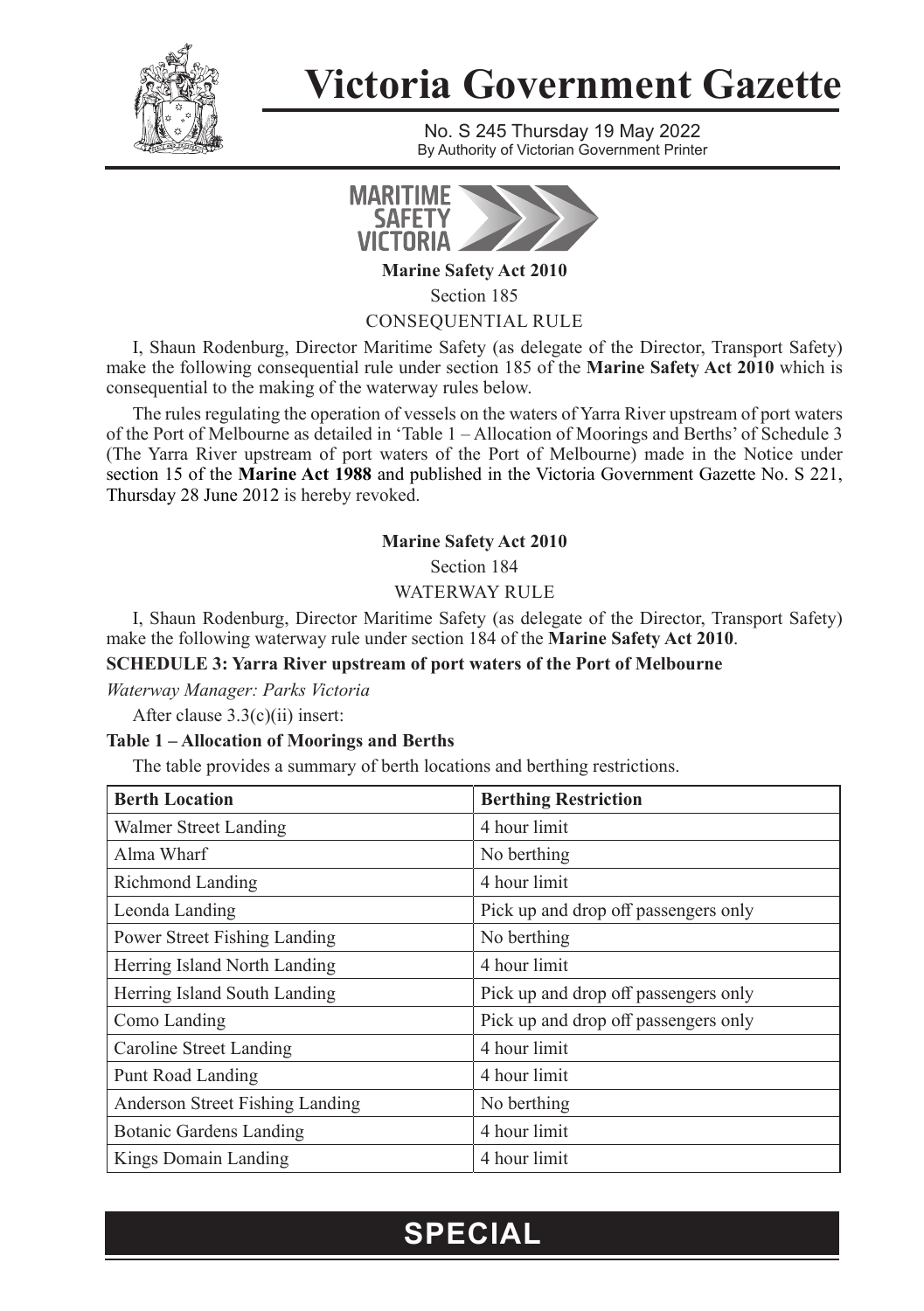# Victoria Government Gazette

No. S 245 Thursday 19 May 2022
By Authority of Victorian Government Printer

MARITIME SAFETY VICTORIA

**Marine Safety Act 2010**

Section 185

CONSEQUENTIAL RULE

I, Shaun Rodenburg, Director Maritime Safety (as delegate of the Director, Transport Safety) make the following consequential rule under section 185 of the **Marine Safety Act 2010** which is consequential to the making of the waterway rules below.

The rules regulating the operation of vessels on the waters of Yarra River upstream of port waters of the Port of Melbourne as detailed in 'Table 1 – Allocation of Moorings and Berths' of Schedule 3 (The Yarra River upstream of port waters of the Port of Melbourne) made in the Notice under section 15 of the **Marine Act 1988** and published in the Victoria Government Gazette No. S 221, Thursday 28 June 2012 is hereby revoked.

**Marine Safety Act 2010**

Section 184

WATERWAY RULE

I, Shaun Rodenburg, Director Maritime Safety (as delegate of the Director, Transport Safety) make the following waterway rule under section 184 of the **Marine Safety Act 2010**.

**SCHEDULE 3: Yarra River upstream of port waters of the Port of Melbourne**

*Waterway Manager: Parks Victoria*

After clause 3.3(c)(ii) insert:

**Table 1 – Allocation of Moorings and Berths**

The table provides a summary of berth locations and berthing restrictions.

| Berth Location | Berthing Restriction |
|---|---|
| Walmer Street Landing | 4 hour limit |
| Alma Wharf | No berthing |
| Richmond Landing | 4 hour limit |
| Leonda Landing | Pick up and drop off passengers only |
| Power Street Fishing Landing | No berthing |
| Herring Island North Landing | 4 hour limit |
| Herring Island South Landing | Pick up and drop off passengers only |
| Como Landing | Pick up and drop off passengers only |
| Caroline Street Landing | 4 hour limit |
| Punt Road Landing | 4 hour limit |
| Anderson Street Fishing Landing | No berthing |
| Botanic Gardens Landing | 4 hour limit |
| Kings Domain Landing | 4 hour limit |

**SPECIAL**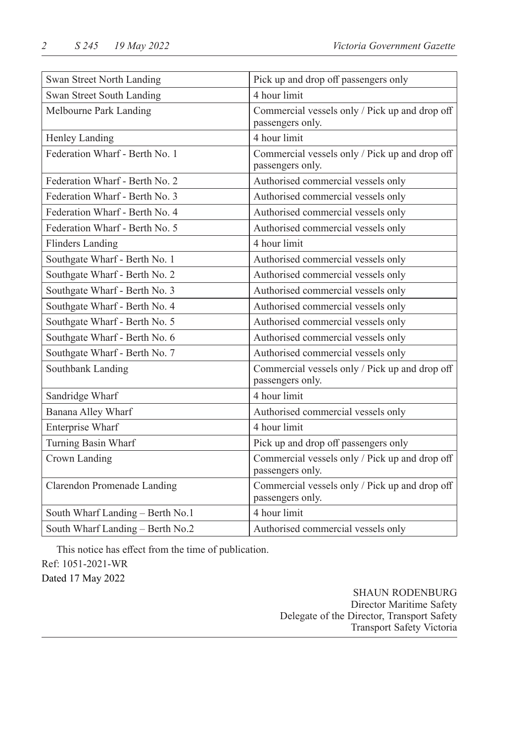| | |
|---|---|
| Swan Street North Landing | Pick up and drop off passengers only |
| Swan Street South Landing | 4 hour limit |
| Melbourne Park Landing | Commercial vessels only / Pick up and drop off passengers only. |
| Henley Landing | 4 hour limit |
| Federation Wharf - Berth No. 1 | Commercial vessels only / Pick up and drop off passengers only. |
| Federation Wharf - Berth No. 2 | Authorised commercial vessels only |
| Federation Wharf - Berth No. 3 | Authorised commercial vessels only |
| Federation Wharf - Berth No. 4 | Authorised commercial vessels only |
| Federation Wharf - Berth No. 5 | Authorised commercial vessels only |
| Flinders Landing | 4 hour limit |
| Southgate Wharf - Berth No. 1 | Authorised commercial vessels only |
| Southgate Wharf - Berth No. 2 | Authorised commercial vessels only |
| Southgate Wharf - Berth No. 3 | Authorised commercial vessels only |
| Southgate Wharf - Berth No. 4 | Authorised commercial vessels only |
| Southgate Wharf - Berth No. 5 | Authorised commercial vessels only |
| Southgate Wharf - Berth No. 6 | Authorised commercial vessels only |
| Southgate Wharf - Berth No. 7 | Authorised commercial vessels only |
| Southbank Landing | Commercial vessels only / Pick up and drop off passengers only. |
| Sandridge Wharf | 4 hour limit |
| Banana Alley Wharf | Authorised commercial vessels only |
| Enterprise Wharf | 4 hour limit |
| Turning Basin Wharf | Pick up and drop off passengers only |
| Crown Landing | Commercial vessels only / Pick up and drop off passengers only. |
| Clarendon Promenade Landing | Commercial vessels only / Pick up and drop off passengers only. |
| South Wharf Landing – Berth No.1 | 4 hour limit |
| South Wharf Landing – Berth No.2 | Authorised commercial vessels only |

This notice has effect from the time of publication.

Ref: 1051-2021-WR

Dated 17 May 2022

SHAUN RODENBURG
Director Maritime Safety
Delegate of the Director, Transport Safety
Transport Safety Victoria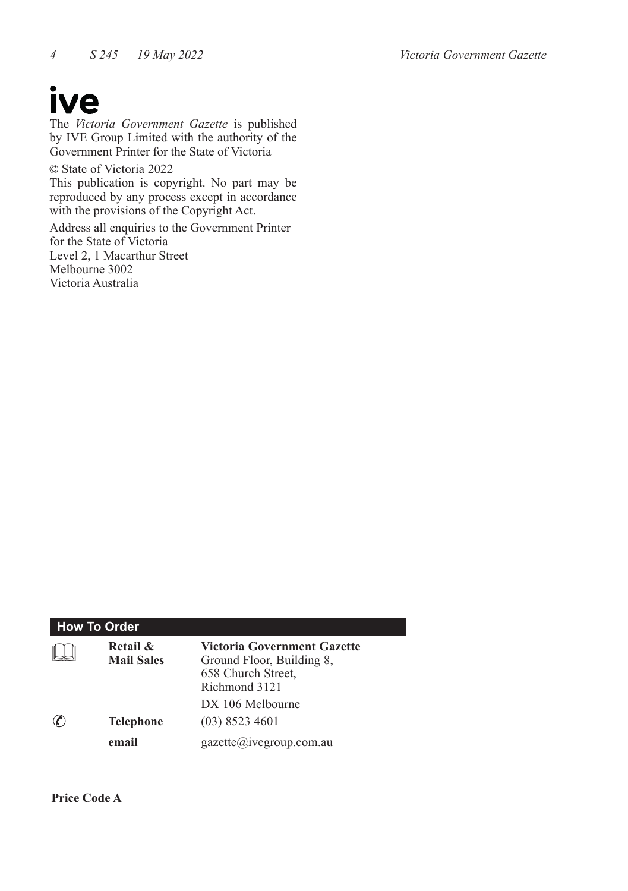ive

The *Victoria Government Gazette* is published by IVE Group Limited with the authority of the Government Printer for the State of Victoria

© State of Victoria 2022

This publication is copyright. No part may be reproduced by any process except in accordance with the provisions of the Copyright Act.

Address all enquiries to the Government Printer for the State of Victoria
Level 2, 1 Macarthur Street
Melbourne 3002
Victoria Australia

**How To Order**

| | | |
|---|---|---|
| **Retail & Mail Sales** | **Victoria Government Gazette** Ground Floor, Building 8, 658 Church Street, Richmond 3121 | |
| | DX 106 Melbourne | |
| **Telephone** | (03) 8523 4601 | |
| **email** | gazette@ivegroup.com.au | |

**Price Code A**